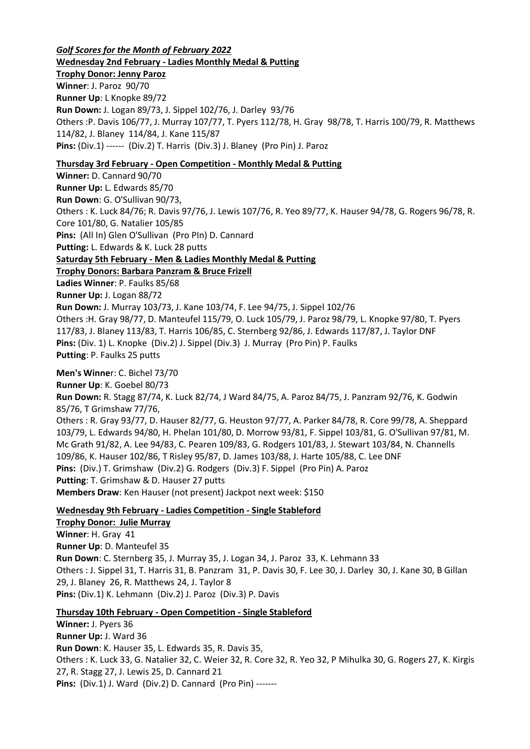***Golf Scores for the Month of February 2022***

**Wednesday 2nd February - Ladies Monthly Medal & Putting**

**Trophy Donor: Jenny Paroz**

**Winner**: J. Paroz 90/70

**Runner Up**: L Knopke 89/72

**Run Down:** J. Logan 89/73, J. Sippel 102/76, J. Darley 93/76

Others :P. Davis 106/77, J. Murray 107/77, T. Pyers 112/78, H. Gray 98/78, T. Harris 100/79, R. Matthews 114/82, J. Blaney 114/84, J. Kane 115/87

**Pins:** (Div.1) ------ (Div.2) T. Harris (Div.3) J. Blaney (Pro Pin) J. Paroz

**Thursday 3rd February - Open Competition - Monthly Medal & Putting**

**Winner:** D. Cannard 90/70

**Runner Up:** L. Edwards 85/70

**Run Down**: G. O'Sullivan 90/73,

Others : K. Luck 84/76; R. Davis 97/76, J. Lewis 107/76, R. Yeo 89/77, K. Hauser 94/78, G. Rogers 96/78, R. Core 101/80, G. Natalier 105/85

**Pins:** (All In) Glen O'Sullivan (Pro PIn) D. Cannard

**Putting:** L. Edwards & K. Luck 28 putts

**Saturday 5th February - Men & Ladies Monthly Medal & Putting**

**Trophy Donors: Barbara Panzram & Bruce Frizell**

**Ladies Winner**: P. Faulks 85/68

**Runner Up:** J. Logan 88/72

**Run Down:** J. Murray 103/73, J. Kane 103/74, F. Lee 94/75, J. Sippel 102/76

Others :H. Gray 98/77, D. Manteufel 115/79, O. Luck 105/79, J. Paroz 98/79, L. Knopke 97/80, T. Pyers 117/83, J. Blaney 113/83, T. Harris 106/85, C. Sternberg 92/86, J. Edwards 117/87, J. Taylor DNF

**Pins:** (Div. 1) L. Knopke (Div.2) J. Sippel (Div.3) J. Murray (Pro Pin) P. Faulks

**Putting**: P. Faulks 25 putts

**Men's Winne**r: C. Bichel 73/70

**Runner Up**: K. Goebel 80/73

**Run Down:** R. Stagg 87/74, K. Luck 82/74, J Ward 84/75, A. Paroz 84/75, J. Panzram 92/76, K. Godwin 85/76, T Grimshaw 77/76,

Others : R. Gray 93/77, D. Hauser 82/77, G. Heuston 97/77, A. Parker 84/78, R. Core 99/78, A. Sheppard 103/79, L. Edwards 94/80, H. Phelan 101/80, D. Morrow 93/81, F. Sippel 103/81, G. O'Sullivan 97/81, M. Mc Grath 91/82, A. Lee 94/83, C. Pearen 109/83, G. Rodgers 101/83, J. Stewart 103/84, N. Channells 109/86, K. Hauser 102/86, T Risley 95/87, D. James 103/88, J. Harte 105/88, C. Lee DNF

**Pins:** (Div.) T. Grimshaw (Div.2) G. Rodgers (Div.3) F. Sippel (Pro Pin) A. Paroz

**Putting**: T. Grimshaw & D. Hauser 27 putts

**Members Draw**: Ken Hauser (not present) Jackpot next week: $150

**Wednesday 9th February - Ladies Competition - Single Stableford**

**Trophy Donor: Julie Murray**

**Winner**: H. Gray 41

**Runner Up**: D. Manteufel 35

**Run Down**: C. Sternberg 35, J. Murray 35, J. Logan 34, J. Paroz 33, K. Lehmann 33

Others : J. Sippel 31, T. Harris 31, B. Panzram 31, P. Davis 30, F. Lee 30, J. Darley 30, J. Kane 30, B Gillan 29, J. Blaney 26, R. Matthews 24, J. Taylor 8

**Pins:** (Div.1) K. Lehmann (Div.2) J. Paroz (Div.3) P. Davis

**Thursday 10th February - Open Competition - Single Stableford**

**Winner:** J. Pyers 36

**Runner Up:** J. Ward 36

**Run Down**: K. Hauser 35, L. Edwards 35, R. Davis 35,

Others : K. Luck 33, G. Natalier 32, C. Weier 32, R. Core 32, R. Yeo 32, P Mihulka 30, G. Rogers 27, K. Kirgis 27, R. Stagg 27, J. Lewis 25, D. Cannard 21

**Pins:** (Div.1) J. Ward (Div.2) D. Cannard (Pro Pin) -------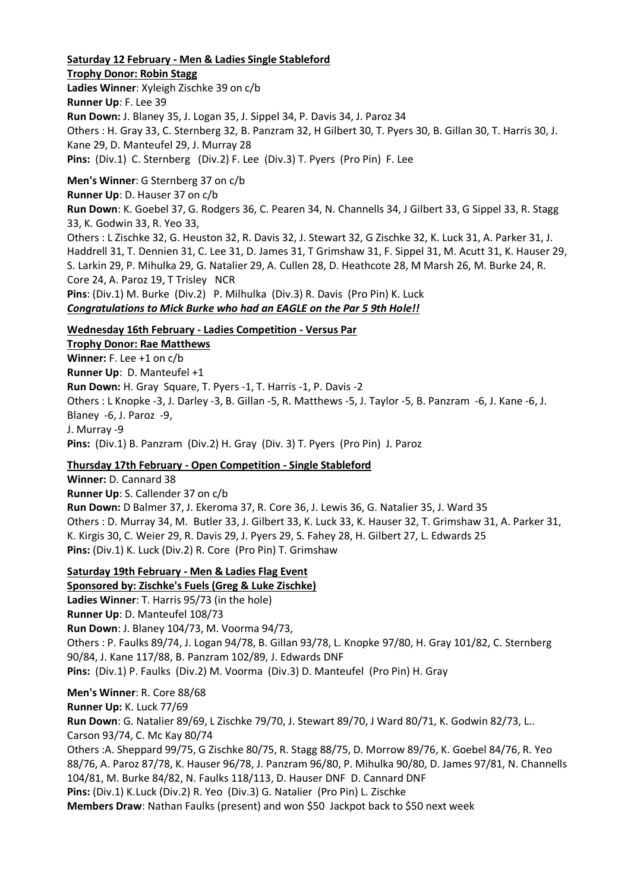**Saturday 12 February - Men & Ladies Single Stableford**

**Trophy Donor: Robin Stagg**

**Ladies Winner**: Xyleigh Zischke 39 on c/b

**Runner Up**: F. Lee 39

**Run Down:** J. Blaney 35, J. Logan 35, J. Sippel 34, P. Davis 34, J. Paroz 34

Others : H. Gray 33, C. Sternberg 32, B. Panzram 32, H Gilbert 30, T. Pyers 30, B. Gillan 30, T. Harris 30, J. Kane 29, D. Manteufel 29, J. Murray 28

**Pins:** (Div.1) C. Sternberg (Div.2) F. Lee (Div.3) T. Pyers (Pro Pin) F. Lee

**Men's Winner**: G Sternberg 37 on c/b

**Runner Up**: D. Hauser 37 on c/b

**Run Down**: K. Goebel 37, G. Rodgers 36, C. Pearen 34, N. Channells 34, J Gilbert 33, G Sippel 33, R. Stagg 33, K. Godwin 33, R. Yeo 33,

Others : L Zischke 32, G. Heuston 32, R. Davis 32, J. Stewart 32, G Zischke 32, K. Luck 31, A. Parker 31, J. Haddrell 31, T. Dennien 31, C. Lee 31, D. James 31, T Grimshaw 31, F. Sippel 31, M. Acutt 31, K. Hauser 29, S. Larkin 29, P. Mihulka 29, G. Natalier 29, A. Cullen 28, D. Heathcote 28, M Marsh 26, M. Burke 24, R. Core 24, A. Paroz 19, T Trisley NCR

**Pins**: (Div.1) M. Burke (Div.2) P. Milhulka (Div.3) R. Davis (Pro Pin) K. Luck

***Congratulations to Mick Burke who had an EAGLE on the Par 5 9th Hole!!***

**Wednesday 16th February - Ladies Competition - Versus Par**

**Trophy Donor: Rae Matthews**

**Winner:** F. Lee +1 on c/b

**Runner Up**: D. Manteufel +1

**Run Down:** H. Gray Square, T. Pyers -1, T. Harris -1, P. Davis -2

Others : L Knopke -3, J. Darley -3, B. Gillan -5, R. Matthews -5, J. Taylor -5, B. Panzram -6, J. Kane -6, J. Blaney -6, J. Paroz -9,
J. Murray -9

**Pins:** (Div.1) B. Panzram (Div.2) H. Gray (Div. 3) T. Pyers (Pro Pin) J. Paroz

**Thursday 17th February - Open Competition - Single Stableford**

**Winner:** D. Cannard 38

**Runner Up**: S. Callender 37 on c/b

**Run Down:** D Balmer 37, J. Ekeroma 37, R. Core 36, J. Lewis 36, G. Natalier 35, J. Ward 35

Others : D. Murray 34, M. Butler 33, J. Gilbert 33, K. Luck 33, K. Hauser 32, T. Grimshaw 31, A. Parker 31, K. Kirgis 30, C. Weier 29, R. Davis 29, J. Pyers 29, S. Fahey 28, H. Gilbert 27, L. Edwards 25

**Pins:** (Div.1) K. Luck (Div.2) R. Core (Pro Pin) T. Grimshaw

**Saturday 19th February - Men & Ladies Flag Event**

**Sponsored by: Zischke's Fuels (Greg & Luke Zischke)**

**Ladies Winner**: T. Harris 95/73 (in the hole)

**Runner Up**: D. Manteufel 108/73

**Run Down**: J. Blaney 104/73, M. Voorma 94/73,

Others : P. Faulks 89/74, J. Logan 94/78, B. Gillan 93/78, L. Knopke 97/80, H. Gray 101/82, C. Sternberg 90/84, J. Kane 117/88, B. Panzram 102/89, J. Edwards DNF

**Pins:** (Div.1) P. Faulks (Div.2) M. Voorma (Div.3) D. Manteufel (Pro Pin) H. Gray

**Men's Winner**: R. Core 88/68

**Runner Up:** K. Luck 77/69

**Run Down**: G. Natalier 89/69, L Zischke 79/70, J. Stewart 89/70, J Ward 80/71, K. Godwin 82/73, L.. Carson 93/74, C. Mc Kay 80/74

Others :A. Sheppard 99/75, G Zischke 80/75, R. Stagg 88/75, D. Morrow 89/76, K. Goebel 84/76, R. Yeo 88/76, A. Paroz 87/78, K. Hauser 96/78, J. Panzram 96/80, P. Mihulka 90/80, D. James 97/81, N. Channells 104/81, M. Burke 84/82, N. Faulks 118/113, D. Hauser DNF D. Cannard DNF

**Pins:** (Div.1) K.Luck (Div.2) R. Yeo (Div.3) G. Natalier (Pro Pin) L. Zischke

**Members Draw**: Nathan Faulks (present) and won $50 Jackpot back to $50 next week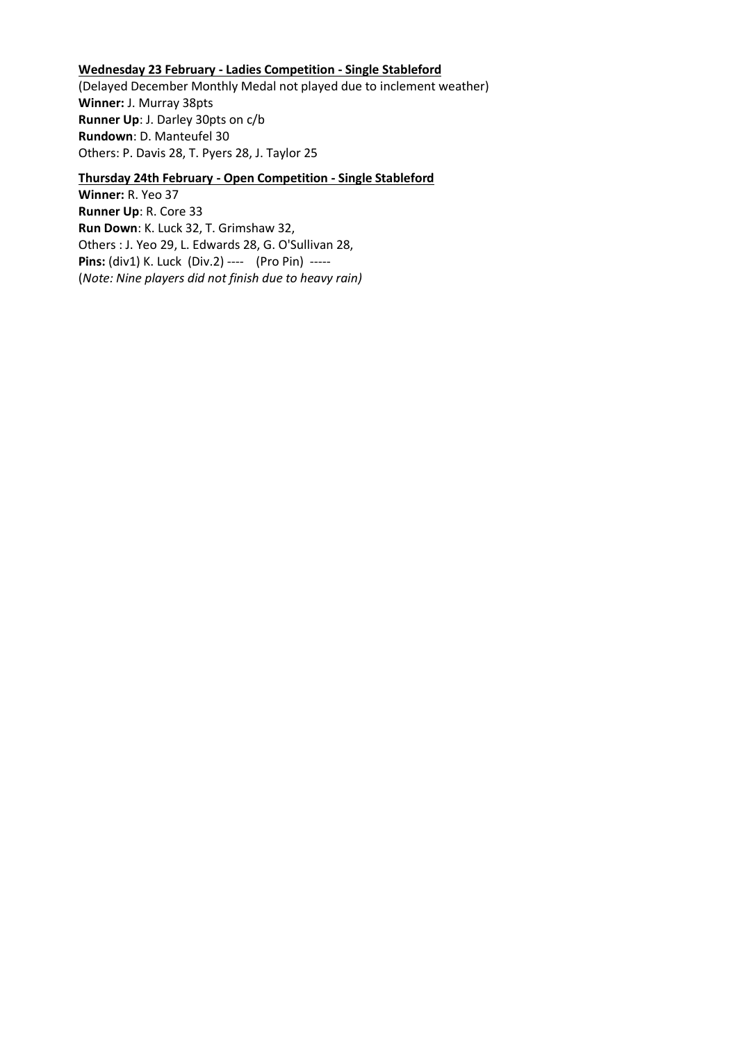**Wednesday 23 February - Ladies Competition - Single Stableford**

(Delayed December Monthly Medal not played due to inclement weather)
**Winner:** J. Murray 38pts
**Runner Up**: J. Darley 30pts on c/b
**Rundown**: D. Manteufel 30
Others: P. Davis 28, T. Pyers 28, J. Taylor 25

**Thursday 24th February - Open Competition - Single Stableford**

**Winner:** R. Yeo 37
**Runner Up**: R. Core 33
**Run Down**: K. Luck 32, T. Grimshaw 32,
Others : J. Yeo 29, L. Edwards 28, G. O'Sullivan 28,
**Pins:** (div1) K. Luck (Div.2) ---- (Pro Pin) -----
(*Note: Nine players did not finish due to heavy rain)*